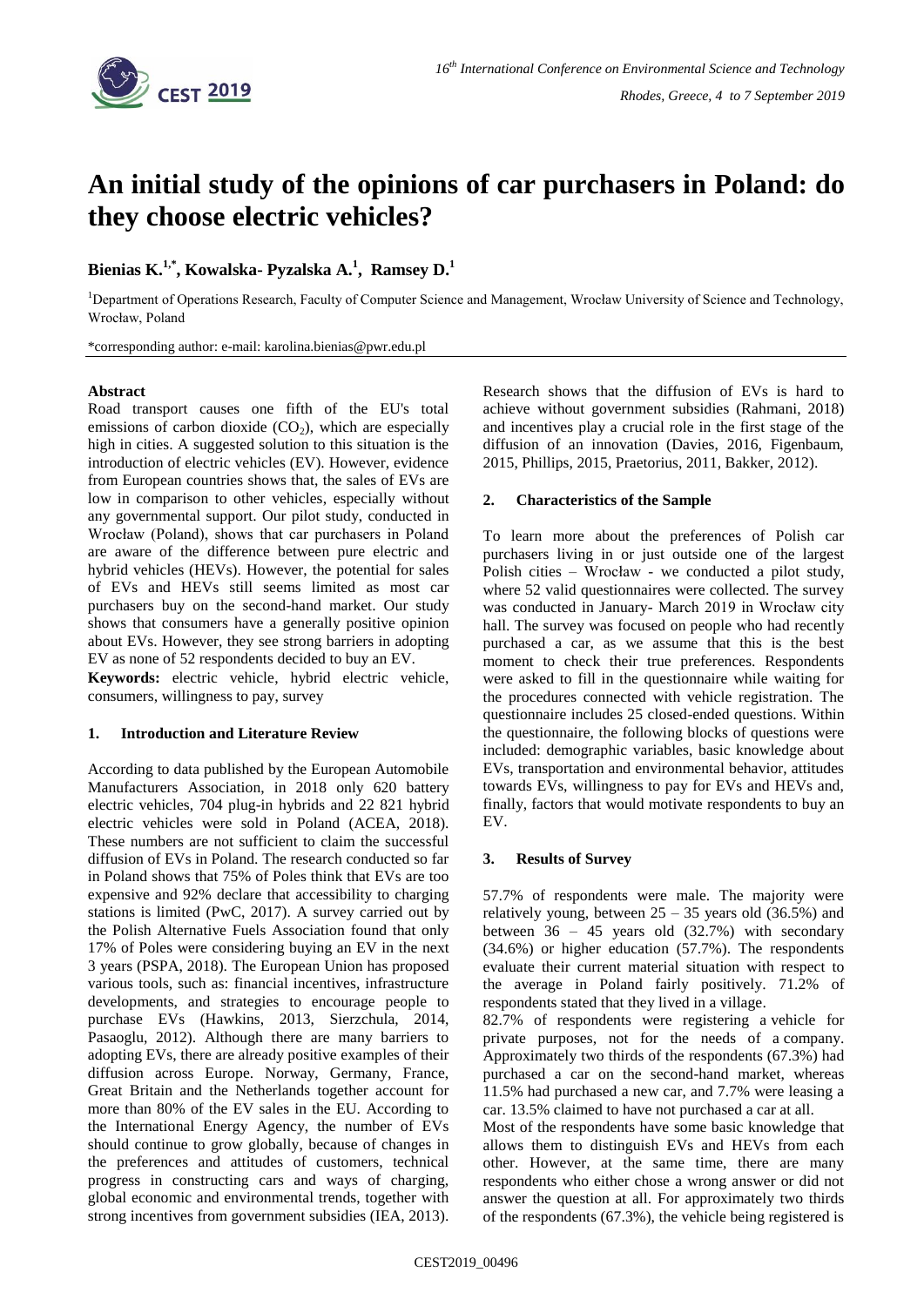# An initial study of the opinions of car purchasers in Poland: do they choose electric vehicles?

**Bienias K.[1,*], Kowalska- Pyzalska A.[1], Ramsey D.[1]**

[1]Department of Operations Research, Faculty of Computer Science and Management, Wrocław University of Science and Technology, Wrocław, Poland

*corresponding author: e-mail: karolina.bienias@pwr.edu.pl

## Abstract

Road transport causes one fifth of the EU's total emissions of carbon dioxide ($CO_2$), which are especially high in cities. A suggested solution to this situation is the introduction of electric vehicles (EV). However, evidence from European countries shows that, the sales of EVs are low in comparison to other vehicles, especially without any governmental support. Our pilot study, conducted in Wrocław (Poland), shows that car purchasers in Poland are aware of the difference between pure electric and hybrid vehicles (HEVs). However, the potential for sales of EVs and HEVs still seems limited as most car purchasers buy on the second-hand market. Our study shows that consumers have a generally positive opinion about EVs. However, they see strong barriers in adopting EV as none of 52 respondents decided to buy an EV.

**Keywords:** electric vehicle, hybrid electric vehicle, consumers, willingness to pay, survey

## 1. Introduction and Literature Review

According to data published by the European Automobile Manufacturers Association, in 2018 only 620 battery electric vehicles, 704 plug-in hybrids and 22 821 hybrid electric vehicles were sold in Poland (ACEA, 2018). These numbers are not sufficient to claim the successful diffusion of EVs in Poland. The research conducted so far in Poland shows that 75% of Poles think that EVs are too expensive and 92% declare that accessibility to charging stations is limited (PwC, 2017). A survey carried out by the Polish Alternative Fuels Association found that only 17% of Poles were considering buying an EV in the next 3 years (PSPA, 2018). The European Union has proposed various tools, such as: financial incentives, infrastructure developments, and strategies to encourage people to purchase EVs (Hawkins, 2013, Sierzchula, 2014, Pasaoglu, 2012). Although there are many barriers to adopting EVs, there are already positive examples of their diffusion across Europe. Norway, Germany, France, Great Britain and the Netherlands together account for more than 80% of the EV sales in the EU. According to the International Energy Agency, the number of EVs should continue to grow globally, because of changes in the preferences and attitudes of customers, technical progress in constructing cars and ways of charging, global economic and environmental trends, together with strong incentives from government subsidies (IEA, 2013). Research shows that the diffusion of EVs is hard to achieve without government subsidies (Rahmani, 2018) and incentives play a crucial role in the first stage of the diffusion of an innovation (Davies, 2016, Figenbaum, 2015, Phillips, 2015, Praetorius, 2011, Bakker, 2012).

## 2. Characteristics of the Sample

To learn more about the preferences of Polish car purchasers living in or just outside one of the largest Polish cities – Wrocław - we conducted a pilot study, where 52 valid questionnaires were collected. The survey was conducted in January- March 2019 in Wrocław city hall. The survey was focused on people who had recently purchased a car, as we assume that this is the best moment to check their true preferences. Respondents were asked to fill in the questionnaire while waiting for the procedures connected with vehicle registration. The questionnaire includes 25 closed-ended questions. Within the questionnaire, the following blocks of questions were included: demographic variables, basic knowledge about EVs, transportation and environmental behavior, attitudes towards EVs, willingness to pay for EVs and HEVs and, finally, factors that would motivate respondents to buy an EV.

## 3. Results of Survey

57.7% of respondents were male. The majority were relatively young, between 25 – 35 years old (36.5%) and between 36 – 45 years old (32.7%) with secondary (34.6%) or higher education (57.7%). The respondents evaluate their current material situation with respect to the average in Poland fairly positively. 71.2% of respondents stated that they lived in a village.

82.7% of respondents were registering a vehicle for private purposes, not for the needs of a company. Approximately two thirds of the respondents (67.3%) had purchased a car on the second-hand market, whereas 11.5% had purchased a new car, and 7.7% were leasing a car. 13.5% claimed to have not purchased a car at all.

Most of the respondents have some basic knowledge that allows them to distinguish EVs and HEVs from each other. However, at the same time, there are many respondents who either chose a wrong answer or did not answer the question at all. For approximately two thirds of the respondents (67.3%), the vehicle being registered is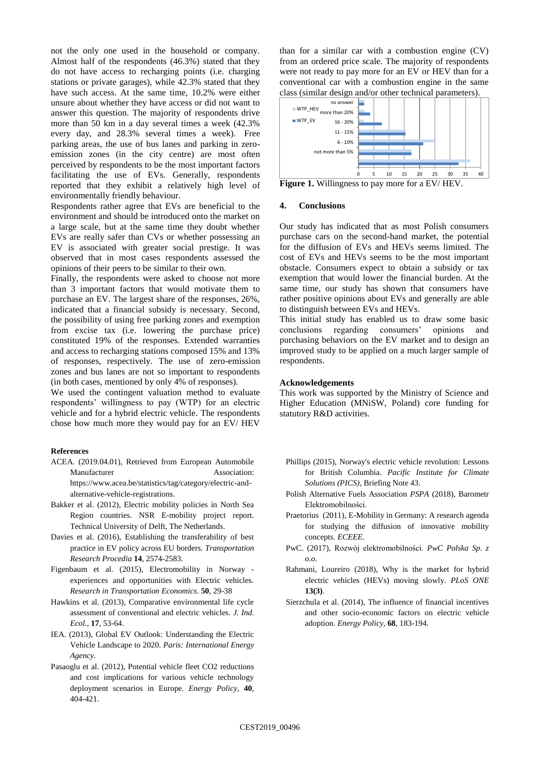not the only one used in the household or company. Almost half of the respondents (46.3%) stated that they do not have access to recharging points (i.e. charging stations or private garages), while 42.3% stated that they have such access. At the same time, 10.2% were either unsure about whether they have access or did not want to answer this question. The majority of respondents drive more than 50 km in a day several times a week (42.3% every day, and 28.3% several times a week). Free parking areas, the use of bus lanes and parking in zero-emission zones (in the city centre) are most often perceived by respondents to be the most important factors facilitating the use of EVs. Generally, respondents reported that they exhibit a relatively high level of environmentally friendly behaviour.

Respondents rather agree that EVs are beneficial to the environment and should be introduced onto the market on a large scale, but at the same time they doubt whether EVs are really safer than CVs or whether possessing an EV is associated with greater social prestige. It was observed that in most cases respondents assessed the opinions of their peers to be similar to their own.

Finally, the respondents were asked to choose not more than 3 important factors that would motivate them to purchase an EV. The largest share of the responses, 26%, indicated that a financial subsidy is necessary. Second, the possibility of using free parking zones and exemption from excise tax (i.e. lowering the purchase price) constituted 19% of the responses. Extended warranties and access to recharging stations composed 15% and 13% of responses, respectively. The use of zero-emission zones and bus lanes are not so important to respondents (in both cases, mentioned by only 4% of responses).

We used the contingent valuation method to evaluate respondents' willingness to pay (WTP) for an electric vehicle and for a hybrid electric vehicle. The respondents chose how much more they would pay for an EV/ HEV than for a similar car with a combustion engine (CV) from an ordered price scale. The majority of respondents were not ready to pay more for an EV or HEV than for a conventional car with a combustion engine in the same class (similar design and/or other technical parameters).

WTP_HEV
WTP_EV
no answer
more than 20%
16 - 20%
11 - 15%
6 - 10%
not more than 5%
0 5 10 15 20 25 30 35 40

**Figure 1.** Willingness to pay more for a EV/ HEV.

## 4. Conclusions

Our study has indicated that as most Polish consumers purchase cars on the second-hand market, the potential for the diffusion of EVs and HEVs seems limited. The cost of EVs and HEVs seems to be the most important obstacle. Consumers expect to obtain a subsidy or tax exemption that would lower the financial burden. At the same time, our study has shown that consumers have rather positive opinions about EVs and generally are able to distinguish between EVs and HEVs.

This initial study has enabled us to draw some basic conclusions regarding consumers' opinions and purchasing behaviors on the EV market and to design an improved study to be applied on a much larger sample of respondents.

### Acknowledgements

This work was supported by the Ministry of Science and Higher Education (MNiSW, Poland) core funding for statutory R&D activities.

### References

ACEA. (2019.04.01), Retrieved from European Automobile Manufacturer Association: https://www.acea.be/statistics/tag/category/electric-and-alternative-vehicle-registrations.

Bakker et al. (2012), Electric mobility policies in North Sea Region countries. NSR E-mobility project report. Technical University of Delft, The Netherlands.

Davies et al. (2016), Establishing the transferability of best practice in EV policy across EU borders. *Transportation Research Procedia* **14**, 2574-2583.

Figenbaum et al. (2015), Electromobility in Norway - experiences and opportunities with Electric vehicles. *Research in Transportation Economics*. **50**, 29-38

Hawkins et al. (2013), Comparative environmental life cycle assessment of conventional and electric vehicles. *J. Ind. Ecol.*, **17**, 53-64.

IEA. (2013), Global EV Outlook: Understanding the Electric Vehicle Landscape to 2020. *Paris: International Energy Agency.*

Pasaoglu et al. (2012), Potential vehicle fleet CO2 reductions and cost implications for various vehicle technology deployment scenarios in Europe. *Energy Policy*, **40**, 404-421.

Phillips (2015), Norway's electric vehicle revolution: Lessons for British Columbia. *Pacific Institute for Climate Solutions (PICS)*, Briefing Note 43.

Polish Alternative Fuels Association *PSPA* (2018), Barometr Elektromobilności.

Praetorius (2011), E-Mobility in Germany: A research agenda for studying the diffusion of innovative mobility concepts. *ECEEE*.

PwC. (2017), Rozwój elektromobilności. *PwC Polska Sp. z o.o.*

Rahmani, Loureiro (2018), Why is the market for hybrid electric vehicles (HEVs) moving slowly. *PLoS ONE* **13(3)**.

Sierzchula et al. (2014), The influence of financial incentives and other socio-economic factors on electric vehicle adoption. *Energy Policy*, **68**, 183-194.